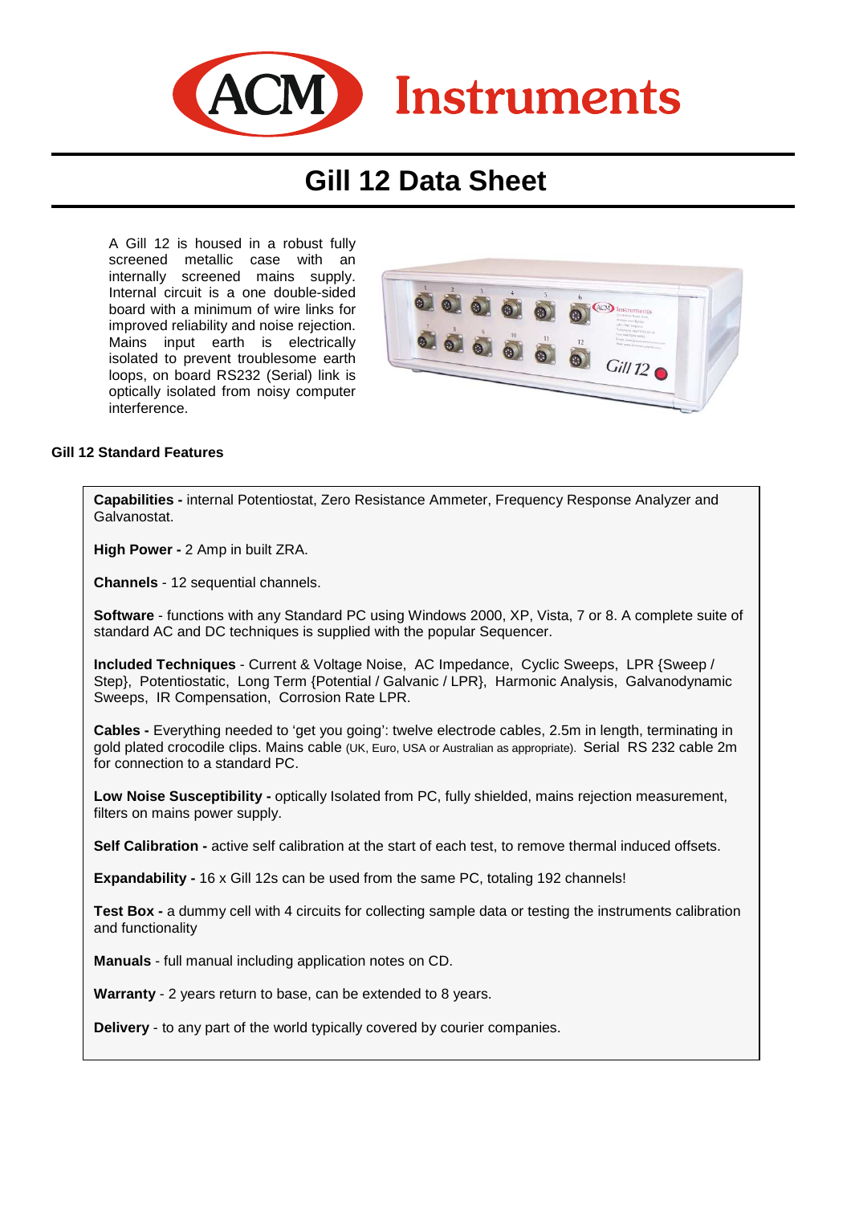# ACM Instruments

## Gill 12 Data Sheet

A Gill 12 is housed in a robust fully screened metallic case with an internally screened mains supply. Internal circuit is a one double-sided board with a minimum of wire links for improved reliability and noise rejection. Mains input earth is electrically isolated to prevent troublesome earth loops, on board RS232 (Serial) link is optically isolated from noisy computer interference.

### Gill 12 Standard Features

**Capabilities -** internal Potentiostat, Zero Resistance Ammeter, Frequency Response Analyzer and Galvanostat.

**High Power -** 2 Amp in built ZRA.

**Channels** - 12 sequential channels.

**Software** - functions with any Standard PC using Windows 2000, XP, Vista, 7 or 8. A complete suite of standard AC and DC techniques is supplied with the popular Sequencer.

**Included Techniques** - Current & Voltage Noise, AC Impedance, Cyclic Sweeps, LPR {Sweep / Step}, Potentiostatic, Long Term {Potential / Galvanic / LPR}, Harmonic Analysis, Galvanodynamic Sweeps, IR Compensation, Corrosion Rate LPR.

**Cables -** Everything needed to 'get you going': twelve electrode cables, 2.5m in length, terminating in gold plated crocodile clips. Mains cable (UK, Euro, USA or Australian as appropriate). Serial RS 232 cable 2m for connection to a standard PC.

**Low Noise Susceptibility -** optically Isolated from PC, fully shielded, mains rejection measurement, filters on mains power supply.

**Self Calibration -** active self calibration at the start of each test, to remove thermal induced offsets.

**Expandability -** 16 x Gill 12s can be used from the same PC, totaling 192 channels!

**Test Box -** a dummy cell with 4 circuits for collecting sample data or testing the instruments calibration and functionality

**Manuals** - full manual including application notes on CD.

**Warranty** - 2 years return to base, can be extended to 8 years.

**Delivery** - to any part of the world typically covered by courier companies.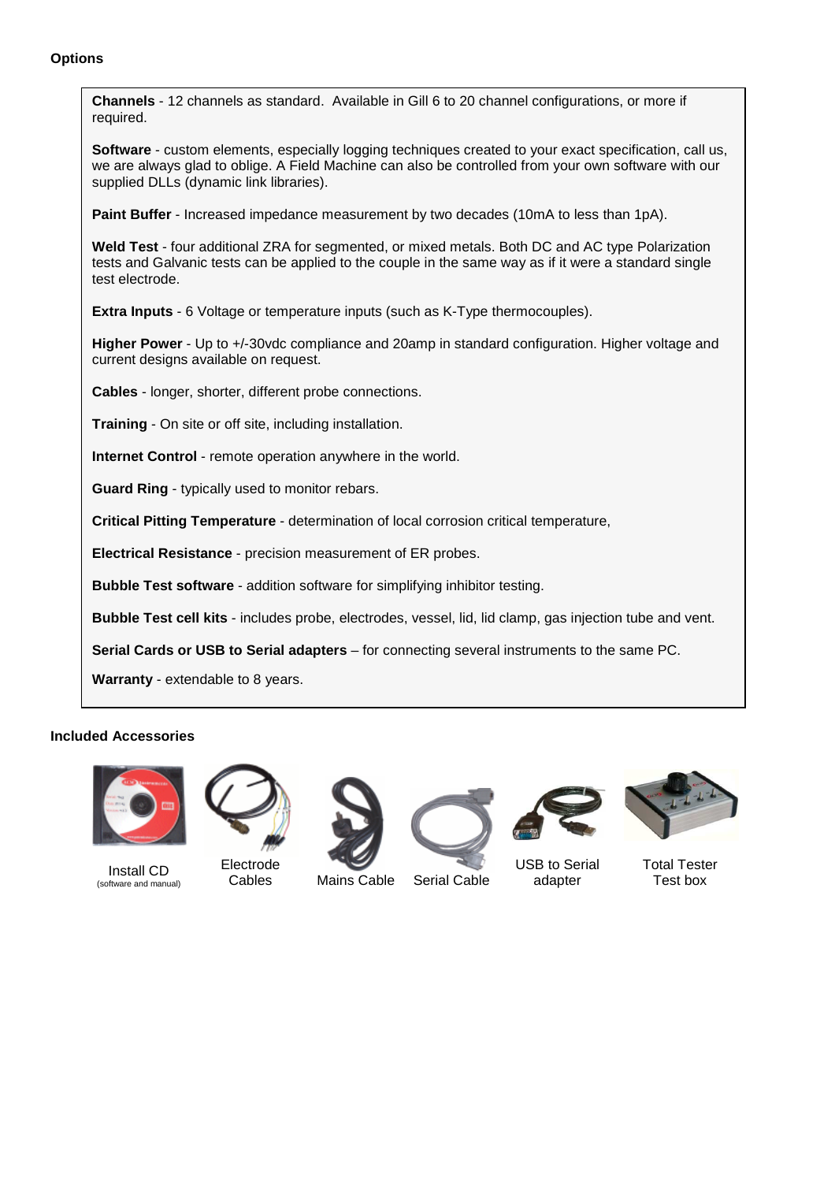**Options**

**Channels** - 12 channels as standard. Available in Gill 6 to 20 channel configurations, or more if required.

**Software** - custom elements, especially logging techniques created to your exact specification, call us, we are always glad to oblige. A Field Machine can also be controlled from your own software with our supplied DLLs (dynamic link libraries).

**Paint Buffer** - Increased impedance measurement by two decades (10mA to less than 1pA).

**Weld Test** - four additional ZRA for segmented, or mixed metals. Both DC and AC type Polarization tests and Galvanic tests can be applied to the couple in the same way as if it were a standard single test electrode.

**Extra Inputs** - 6 Voltage or temperature inputs (such as K-Type thermocouples).

**Higher Power** - Up to +/-30vdc compliance and 20amp in standard configuration. Higher voltage and current designs available on request.

**Cables** - longer, shorter, different probe connections.

**Training** - On site or off site, including installation.

**Internet Control** - remote operation anywhere in the world.

**Guard Ring** - typically used to monitor rebars.

**Critical Pitting Temperature** - determination of local corrosion critical temperature,

**Electrical Resistance** - precision measurement of ER probes.

**Bubble Test software** - addition software for simplifying inhibitor testing.

**Bubble Test cell kits** - includes probe, electrodes, vessel, lid, lid clamp, gas injection tube and vent.

**Serial Cards or USB to Serial adapters** – for connecting several instruments to the same PC.

**Warranty** - extendable to 8 years.

**Included Accessories**

Install CD (software and manual)

Electrode Cables

Mains Cable

Serial Cable

USB to Serial adapter

Total Tester Test box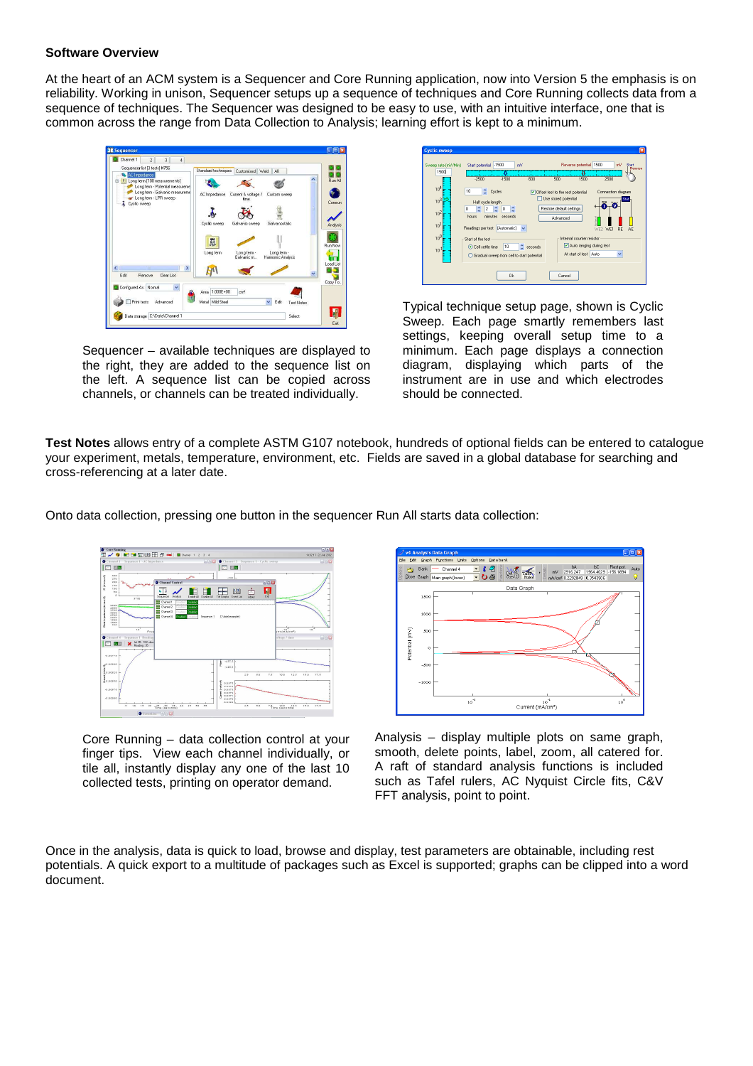**Software Overview**

At the heart of an ACM system is a Sequencer and Core Running application, now into Version 5 the emphasis is on reliability. Working in unison, Sequencer setups up a sequence of techniques and Core Running collects data from a sequence of techniques. The Sequencer was designed to be easy to use, with an intuitive interface, one that is common across the range from Data Collection to Analysis; learning effort is kept to a minimum.

Sequencer – available techniques are displayed to the right, they are added to the sequence list on the left. A sequence list can be copied across channels, or channels can be treated individually.

Typical technique setup page, shown is Cyclic Sweep. Each page smartly remembers last settings, keeping overall setup time to a minimum. Each page displays a connection diagram, displaying which parts of the instrument are in use and which electrodes should be connected.

**Test Notes** allows entry of a complete ASTM G107 notebook, hundreds of optional fields can be entered to catalogue your experiment, metals, temperature, environment, etc. Fields are saved in a global database for searching and cross-referencing at a later date.

Onto data collection, pressing one button in the sequencer Run All starts data collection:

Core Running – data collection control at your finger tips. View each channel individually, or tile all, instantly display any one of the last 10 collected tests, printing on operator demand.

Analysis – display multiple plots on same graph, smooth, delete points, label, zoom, all catered for. A raft of standard analysis functions is included such as Tafel rulers, AC Nyquist Circle fits, C&V FFT analysis, point to point.

Once in the analysis, data is quick to load, browse and display, test parameters are obtainable, including rest potentials. A quick export to a multitude of packages such as Excel is supported; graphs can be clipped into a word document.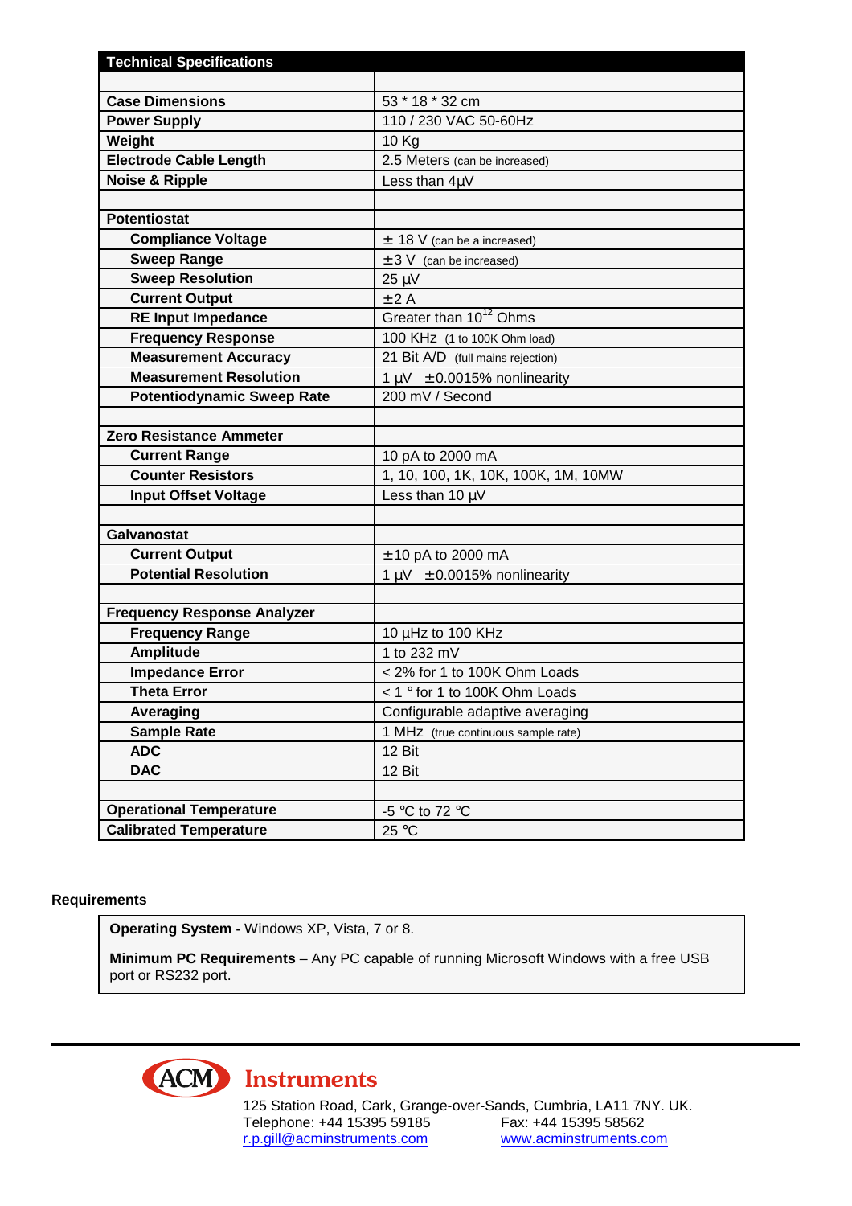| Technical Specifications | |
|---|---|
| | |
| **Case Dimensions** | 53 * 18 * 32 cm |
| **Power Supply** | 110 / 230 VAC 50-60Hz |
| **Weight** | 10 Kg |
| **Electrode Cable Length** | 2.5 Meters (can be increased) |
| **Noise & Ripple** | Less than 4µV |
| | |
| **Potentiostat** | |
| **Compliance Voltage** | ± 18 V (can be a increased) |
| **Sweep Range** | ±3 V (can be increased) |
| **Sweep Resolution** | 25 µV |
| **Current Output** | ±2 A |
| **RE Input Impedance** | Greater than $10^{12}$ Ohms |
| **Frequency Response** | 100 KHz (1 to 100K Ohm load) |
| **Measurement Accuracy** | 21 Bit A/D (full mains rejection) |
| **Measurement Resolution** | 1 µV ±0.0015% nonlinearity |
| **Potentiodynamic Sweep Rate** | 200 mV / Second |
| | |
| **Zero Resistance Ammeter** | |
| **Current Range** | 10 pA to 2000 mA |
| **Counter Resistors** | 1, 10, 100, 1K, 10K, 100K, 1M, 10MW |
| **Input Offset Voltage** | Less than 10 µV |
| | |
| **Galvanostat** | |
| **Current Output** | ±10 pA to 2000 mA |
| **Potential Resolution** | 1 µV ±0.0015% nonlinearity |
| | |
| **Frequency Response Analyzer** | |
| **Frequency Range** | 10 µHz to 100 KHz |
| **Amplitude** | 1 to 232 mV |
| **Impedance Error** | < 2% for 1 to 100K Ohm Loads |
| **Theta Error** | < 1 ° for 1 to 100K Ohm Loads |
| **Averaging** | Configurable adaptive averaging |
| **Sample Rate** | 1 MHz (true continuous sample rate) |
| **ADC** | 12 Bit |
| **DAC** | 12 Bit |
| | |
| **Operational Temperature** | -5 °C to 72 °C |
| **Calibrated Temperature** | 25 °C |

**Requirements**

**Operating System -** Windows XP, Vista, 7 or 8.

**Minimum PC Requirements** – Any PC capable of running Microsoft Windows with a free USB port or RS232 port.

---

ACM Instruments

125 Station Road, Cark, Grange-over-Sands, Cumbria, LA11 7NY. UK.
Telephone: +44 15395 59185 Fax: +44 15395 58562
r.p.gill@acminstruments.com www.acminstruments.com